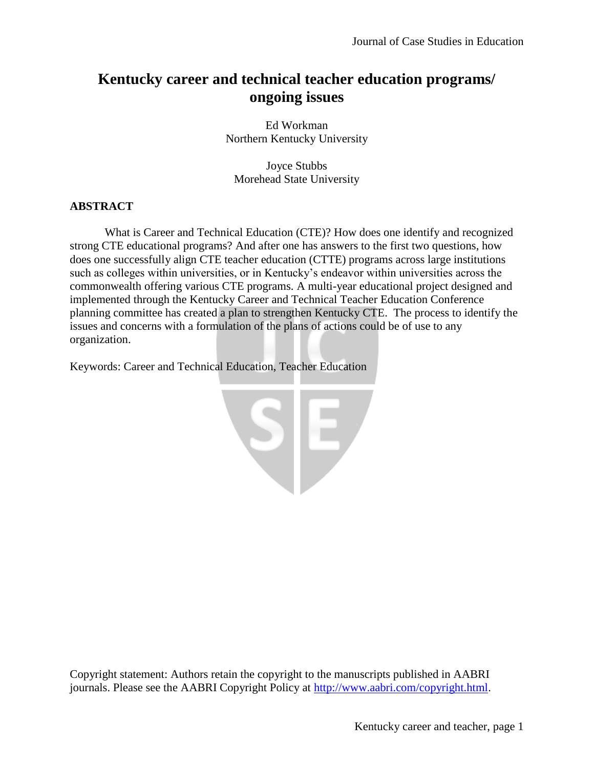# Kentucky career and technical teacher education programs/ ongoing issues

Ed Workman
Northern Kentucky University

Joyce Stubbs
Morehead State University

## ABSTRACT

What is Career and Technical Education (CTE)? How does one identify and recognized strong CTE educational programs? And after one has answers to the first two questions, how does one successfully align CTE teacher education (CTTE) programs across large institutions such as colleges within universities, or in Kentucky's endeavor within universities across the commonwealth offering various CTE programs. A multi-year educational project designed and implemented through the Kentucky Career and Technical Teacher Education Conference planning committee has created a plan to strengthen Kentucky CTE. The process to identify the issues and concerns with a formulation of the plans of actions could be of use to any organization.

Keywords: Career and Technical Education, Teacher Education

Copyright statement: Authors retain the copyright to the manuscripts published in AABRI journals. Please see the AABRI Copyright Policy at http://www.aabri.com/copyright.html.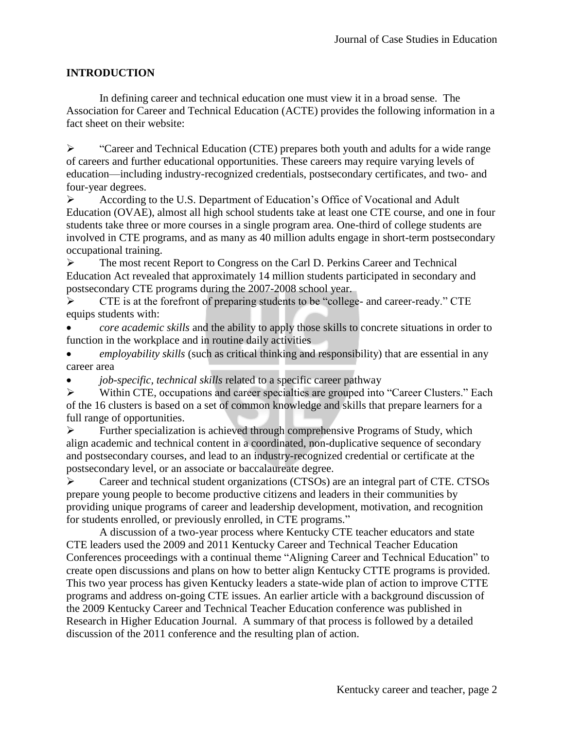## INTRODUCTION

In defining career and technical education one must view it in a broad sense. The Association for Career and Technical Education (ACTE) provides the following information in a fact sheet on their website:

- "Career and Technical Education (CTE) prepares both youth and adults for a wide range of careers and further educational opportunities. These careers may require varying levels of education—including industry-recognized credentials, postsecondary certificates, and two- and four-year degrees.
- According to the U.S. Department of Education's Office of Vocational and Adult Education (OVAE), almost all high school students take at least one CTE course, and one in four students take three or more courses in a single program area. One-third of college students are involved in CTE programs, and as many as 40 million adults engage in short-term postsecondary occupational training.
- The most recent Report to Congress on the Carl D. Perkins Career and Technical Education Act revealed that approximately 14 million students participated in secondary and postsecondary CTE programs during the 2007-2008 school year.
- CTE is at the forefront of preparing students to be "college- and career-ready." CTE equips students with:
  - *core academic skills* and the ability to apply those skills to concrete situations in order to function in the workplace and in routine daily activities
  - *employability skills* (such as critical thinking and responsibility) that are essential in any career area
  - *job-specific, technical skills* related to a specific career pathway
- Within CTE, occupations and career specialties are grouped into "Career Clusters." Each of the 16 clusters is based on a set of common knowledge and skills that prepare learners for a full range of opportunities.
- Further specialization is achieved through comprehensive Programs of Study, which align academic and technical content in a coordinated, non-duplicative sequence of secondary and postsecondary courses, and lead to an industry-recognized credential or certificate at the postsecondary level, or an associate or baccalaureate degree.
- Career and technical student organizations (CTSOs) are an integral part of CTE. CTSOs prepare young people to become productive citizens and leaders in their communities by providing unique programs of career and leadership development, motivation, and recognition for students enrolled, or previously enrolled, in CTE programs."

A discussion of a two-year process where Kentucky CTE teacher educators and state CTE leaders used the 2009 and 2011 Kentucky Career and Technical Teacher Education Conferences proceedings with a continual theme "Aligning Career and Technical Education" to create open discussions and plans on how to better align Kentucky CTTE programs is provided. This two year process has given Kentucky leaders a state-wide plan of action to improve CTTE programs and address on-going CTE issues. An earlier article with a background discussion of the 2009 Kentucky Career and Technical Teacher Education conference was published in Research in Higher Education Journal. A summary of that process is followed by a detailed discussion of the 2011 conference and the resulting plan of action.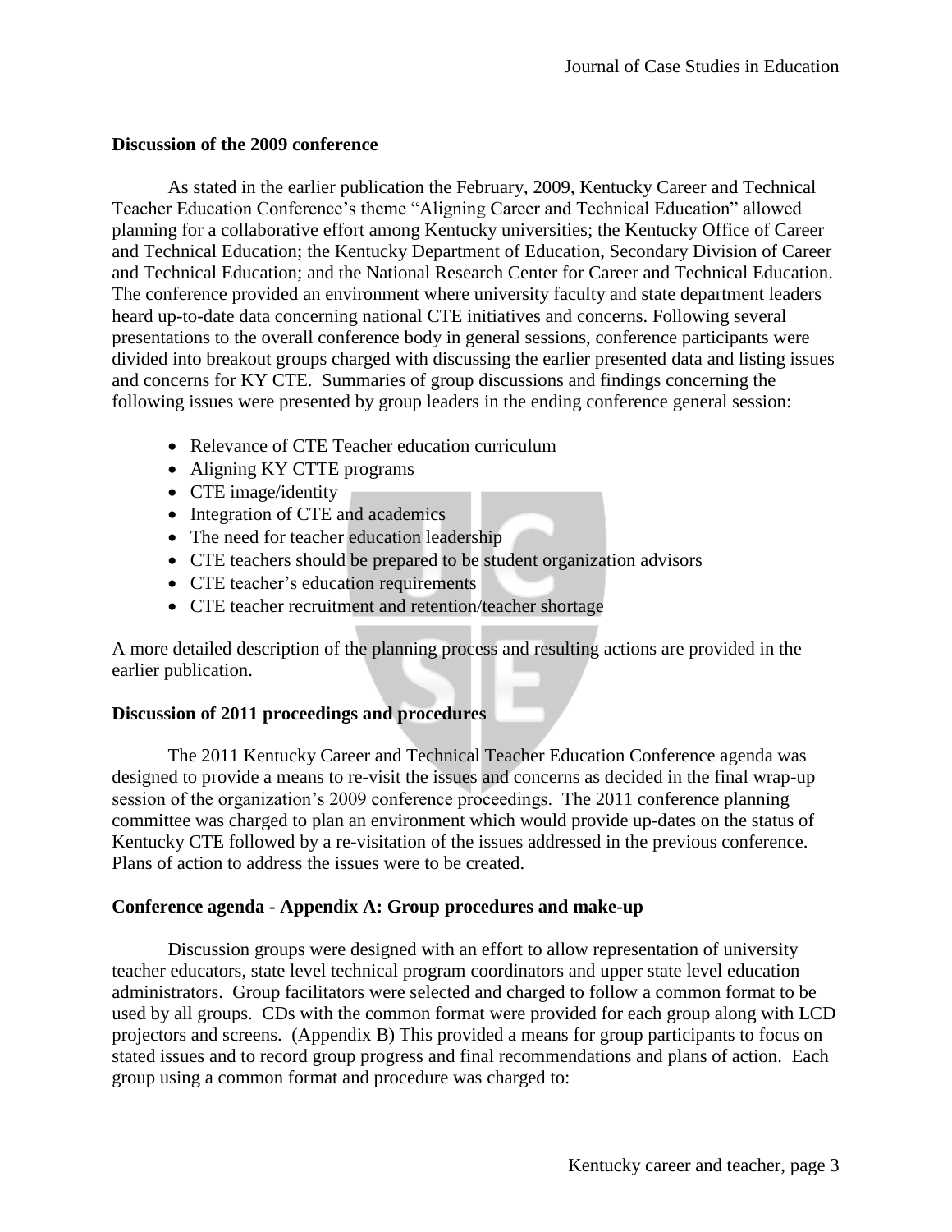### Discussion of the 2009 conference

As stated in the earlier publication the February, 2009, Kentucky Career and Technical Teacher Education Conference's theme "Aligning Career and Technical Education" allowed planning for a collaborative effort among Kentucky universities; the Kentucky Office of Career and Technical Education; the Kentucky Department of Education, Secondary Division of Career and Technical Education; and the National Research Center for Career and Technical Education. The conference provided an environment where university faculty and state department leaders heard up-to-date data concerning national CTE initiatives and concerns. Following several presentations to the overall conference body in general sessions, conference participants were divided into breakout groups charged with discussing the earlier presented data and listing issues and concerns for KY CTE. Summaries of group discussions and findings concerning the following issues were presented by group leaders in the ending conference general session:

- Relevance of CTE Teacher education curriculum
- Aligning KY CTTE programs
- CTE image/identity
- Integration of CTE and academics
- The need for teacher education leadership
- CTE teachers should be prepared to be student organization advisors
- CTE teacher's education requirements
- CTE teacher recruitment and retention/teacher shortage

A more detailed description of the planning process and resulting actions are provided in the earlier publication.

### Discussion of 2011 proceedings and procedures

The 2011 Kentucky Career and Technical Teacher Education Conference agenda was designed to provide a means to re-visit the issues and concerns as decided in the final wrap-up session of the organization's 2009 conference proceedings. The 2011 conference planning committee was charged to plan an environment which would provide up-dates on the status of Kentucky CTE followed by a re-visitation of the issues addressed in the previous conference. Plans of action to address the issues were to be created.

### Conference agenda - Appendix A: Group procedures and make-up

Discussion groups were designed with an effort to allow representation of university teacher educators, state level technical program coordinators and upper state level education administrators. Group facilitators were selected and charged to follow a common format to be used by all groups. CDs with the common format were provided for each group along with LCD projectors and screens. (Appendix B) This provided a means for group participants to focus on stated issues and to record group progress and final recommendations and plans of action. Each group using a common format and procedure was charged to: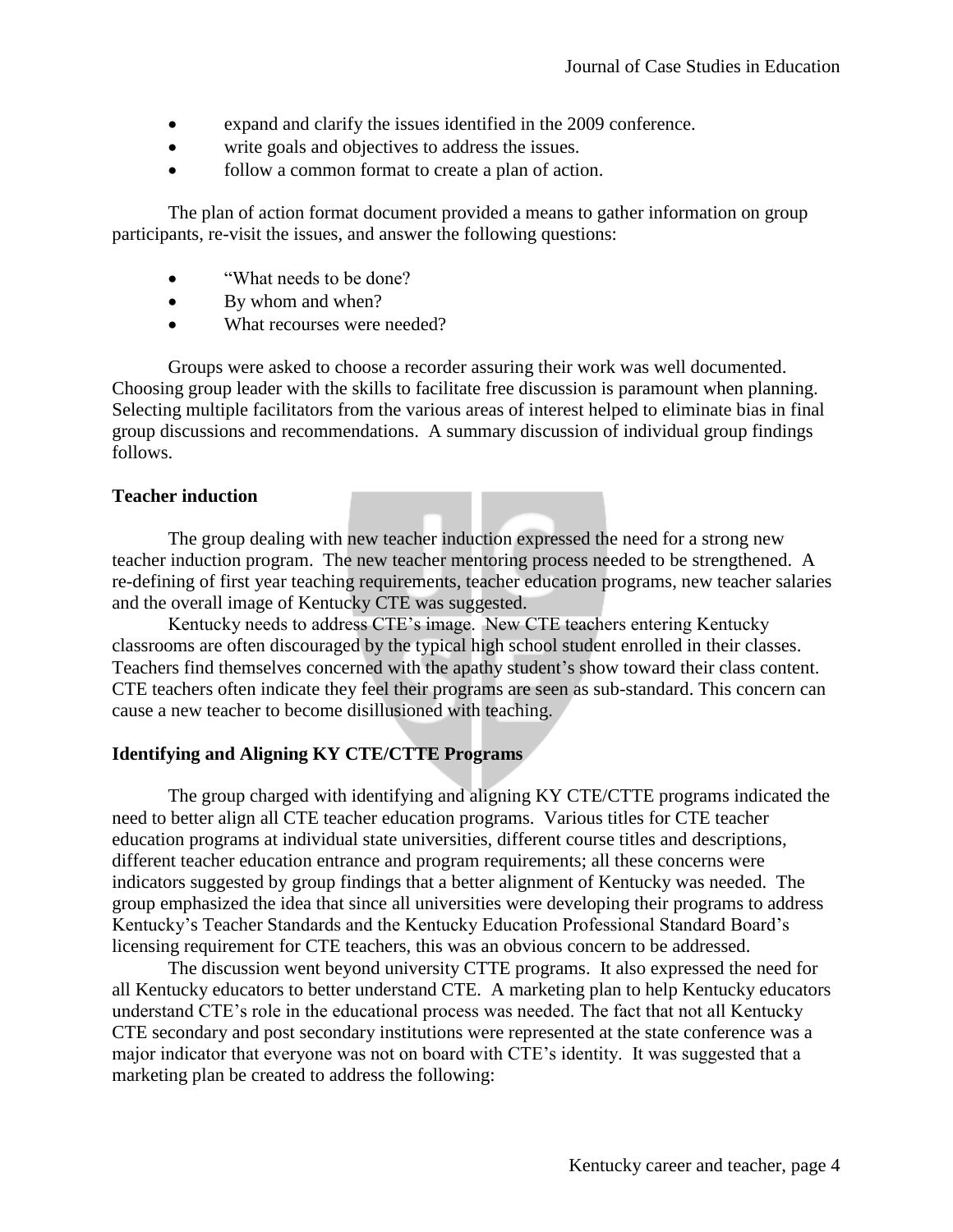- expand and clarify the issues identified in the 2009 conference.
- write goals and objectives to address the issues.
- follow a common format to create a plan of action.

The plan of action format document provided a means to gather information on group participants, re-visit the issues, and answer the following questions:

- "What needs to be done?
- By whom and when?
- What recourses were needed?

Groups were asked to choose a recorder assuring their work was well documented. Choosing group leader with the skills to facilitate free discussion is paramount when planning. Selecting multiple facilitators from the various areas of interest helped to eliminate bias in final group discussions and recommendations. A summary discussion of individual group findings follows.

**Teacher induction**

The group dealing with new teacher induction expressed the need for a strong new teacher induction program. The new teacher mentoring process needed to be strengthened. A re-defining of first year teaching requirements, teacher education programs, new teacher salaries and the overall image of Kentucky CTE was suggested.

Kentucky needs to address CTE's image. New CTE teachers entering Kentucky classrooms are often discouraged by the typical high school student enrolled in their classes. Teachers find themselves concerned with the apathy student's show toward their class content. CTE teachers often indicate they feel their programs are seen as sub-standard. This concern can cause a new teacher to become disillusioned with teaching.

**Identifying and Aligning KY CTE/CTTE Programs**

The group charged with identifying and aligning KY CTE/CTTE programs indicated the need to better align all CTE teacher education programs. Various titles for CTE teacher education programs at individual state universities, different course titles and descriptions, different teacher education entrance and program requirements; all these concerns were indicators suggested by group findings that a better alignment of Kentucky was needed. The group emphasized the idea that since all universities were developing their programs to address Kentucky's Teacher Standards and the Kentucky Education Professional Standard Board's licensing requirement for CTE teachers, this was an obvious concern to be addressed.

The discussion went beyond university CTTE programs. It also expressed the need for all Kentucky educators to better understand CTE. A marketing plan to help Kentucky educators understand CTE's role in the educational process was needed. The fact that not all Kentucky CTE secondary and post secondary institutions were represented at the state conference was a major indicator that everyone was not on board with CTE's identity. It was suggested that a marketing plan be created to address the following: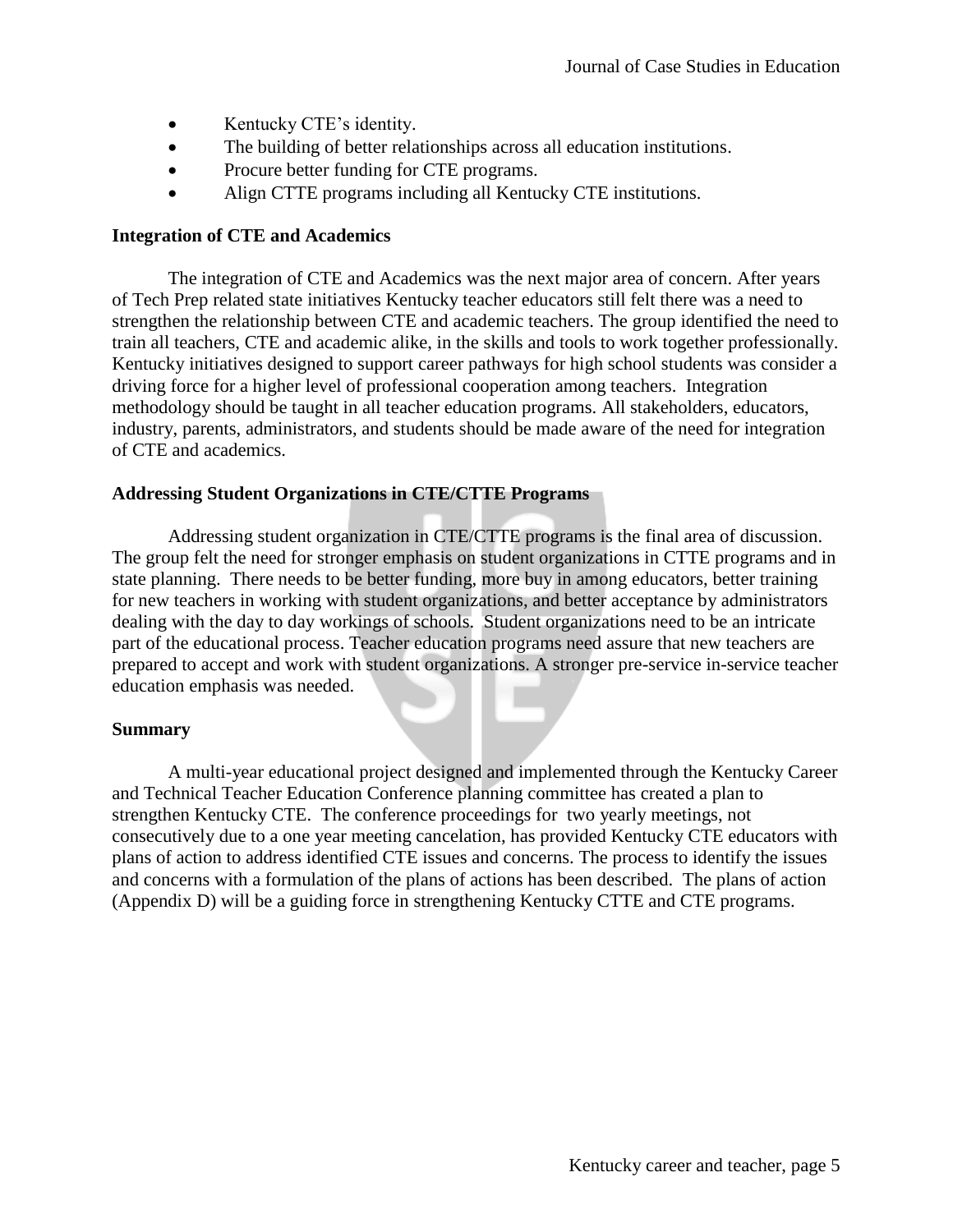- Kentucky CTE's identity.
- The building of better relationships across all education institutions.
- Procure better funding for CTE programs.
- Align CTTE programs including all Kentucky CTE institutions.

### Integration of CTE and Academics

The integration of CTE and Academics was the next major area of concern. After years of Tech Prep related state initiatives Kentucky teacher educators still felt there was a need to strengthen the relationship between CTE and academic teachers. The group identified the need to train all teachers, CTE and academic alike, in the skills and tools to work together professionally. Kentucky initiatives designed to support career pathways for high school students was consider a driving force for a higher level of professional cooperation among teachers. Integration methodology should be taught in all teacher education programs. All stakeholders, educators, industry, parents, administrators, and students should be made aware of the need for integration of CTE and academics.

### Addressing Student Organizations in CTE/CTTE Programs

Addressing student organization in CTE/CTTE programs is the final area of discussion. The group felt the need for stronger emphasis on student organizations in CTTE programs and in state planning. There needs to be better funding, more buy in among educators, better training for new teachers in working with student organizations, and better acceptance by administrators dealing with the day to day workings of schools. Student organizations need to be an intricate part of the educational process. Teacher education programs need assure that new teachers are prepared to accept and work with student organizations. A stronger pre-service in-service teacher education emphasis was needed.

### Summary

A multi-year educational project designed and implemented through the Kentucky Career and Technical Teacher Education Conference planning committee has created a plan to strengthen Kentucky CTE. The conference proceedings for two yearly meetings, not consecutively due to a one year meeting cancelation, has provided Kentucky CTE educators with plans of action to address identified CTE issues and concerns. The process to identify the issues and concerns with a formulation of the plans of actions has been described. The plans of action (Appendix D) will be a guiding force in strengthening Kentucky CTTE and CTE programs.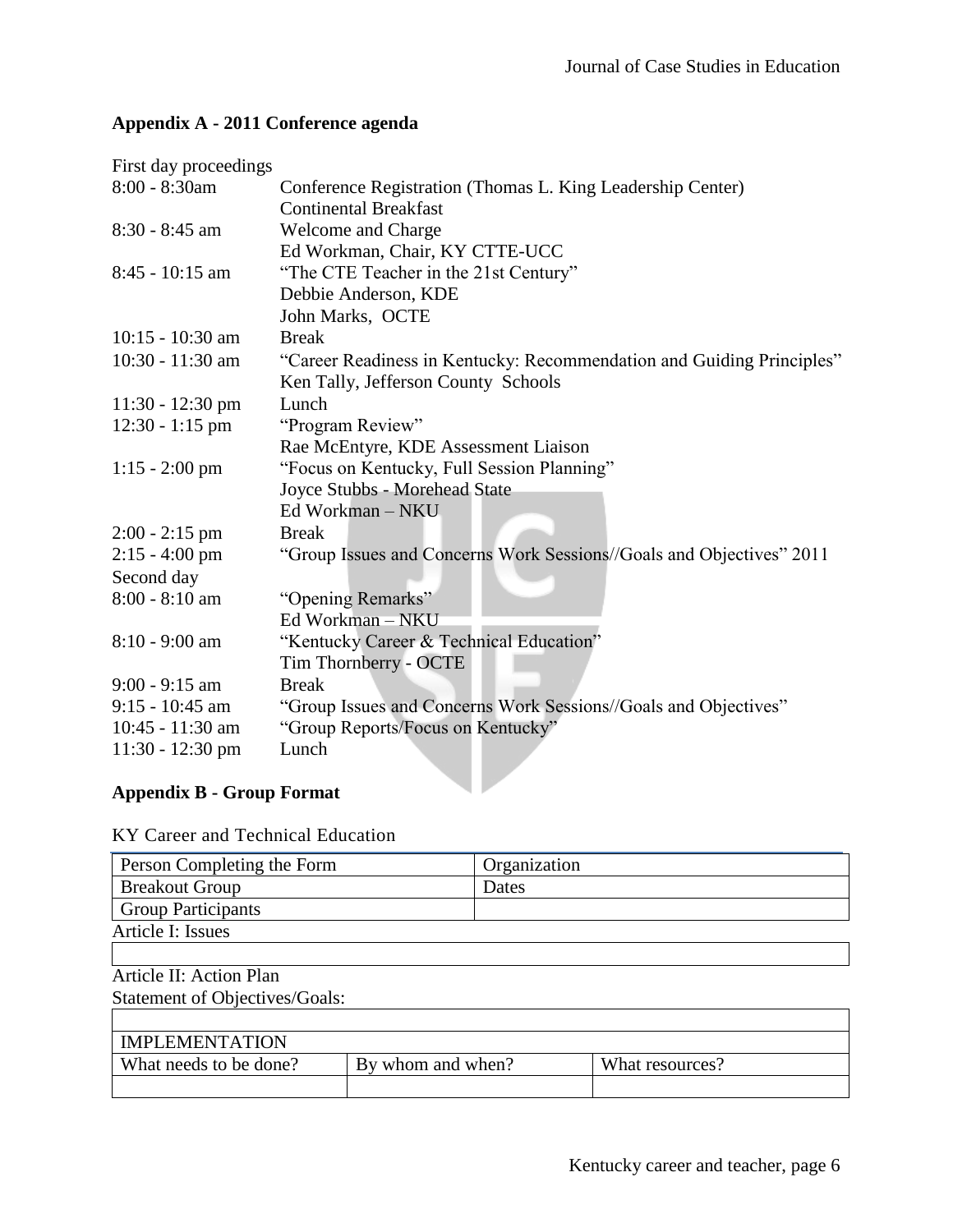## Appendix A - 2011 Conference agenda

First day proceedings

| | |
|---|---|
| 8:00 - 8:30am | Conference Registration (Thomas L. King Leadership Center)<br>Continental Breakfast |
| 8:30 - 8:45 am | Welcome and Charge<br>Ed Workman, Chair, KY CTTE-UCC |
| 8:45 - 10:15 am | "The CTE Teacher in the 21st Century"<br>Debbie Anderson, KDE<br>John Marks, OCTE |
| 10:15 - 10:30 am | Break |
| 10:30 - 11:30 am | "Career Readiness in Kentucky: Recommendation and Guiding Principles"<br>Ken Tally, Jefferson County Schools |
| 11:30 - 12:30 pm | Lunch |
| 12:30 - 1:15 pm | "Program Review"<br>Rae McEntyre, KDE Assessment Liaison |
| 1:15 - 2:00 pm | "Focus on Kentucky, Full Session Planning"<br>Joyce Stubbs - Morehead State<br>Ed Workman – NKU |
| 2:00 - 2:15 pm | Break |
| 2:15 - 4:00 pm | "Group Issues and Concerns Work Sessions//Goals and Objectives" 2011 |

Second day

| | |
|---|---|
| 8:00 - 8:10 am | "Opening Remarks"<br>Ed Workman – NKU |
| 8:10 - 9:00 am | "Kentucky Career & Technical Education"<br>Tim Thornberry - OCTE |
| 9:00 - 9:15 am | Break |
| 9:15 - 10:45 am | "Group Issues and Concerns Work Sessions//Goals and Objectives" |
| 10:45 - 11:30 am | "Group Reports/Focus on Kentucky" |
| 11:30 - 12:30 pm | Lunch |

## Appendix B - Group Format

KY Career and Technical Education

| Person Completing the Form | Organization |
|---|---|
| Breakout Group | Dates |
| Group Participants | |

Article I: Issues

| |
|---|
| |

Article II: Action Plan

Statement of Objectives/Goals:

| | | |
|---|---|---|
| | | |
| IMPLEMENTATION | | |
| What needs to be done? | By whom and when? | What resources? |
| | | |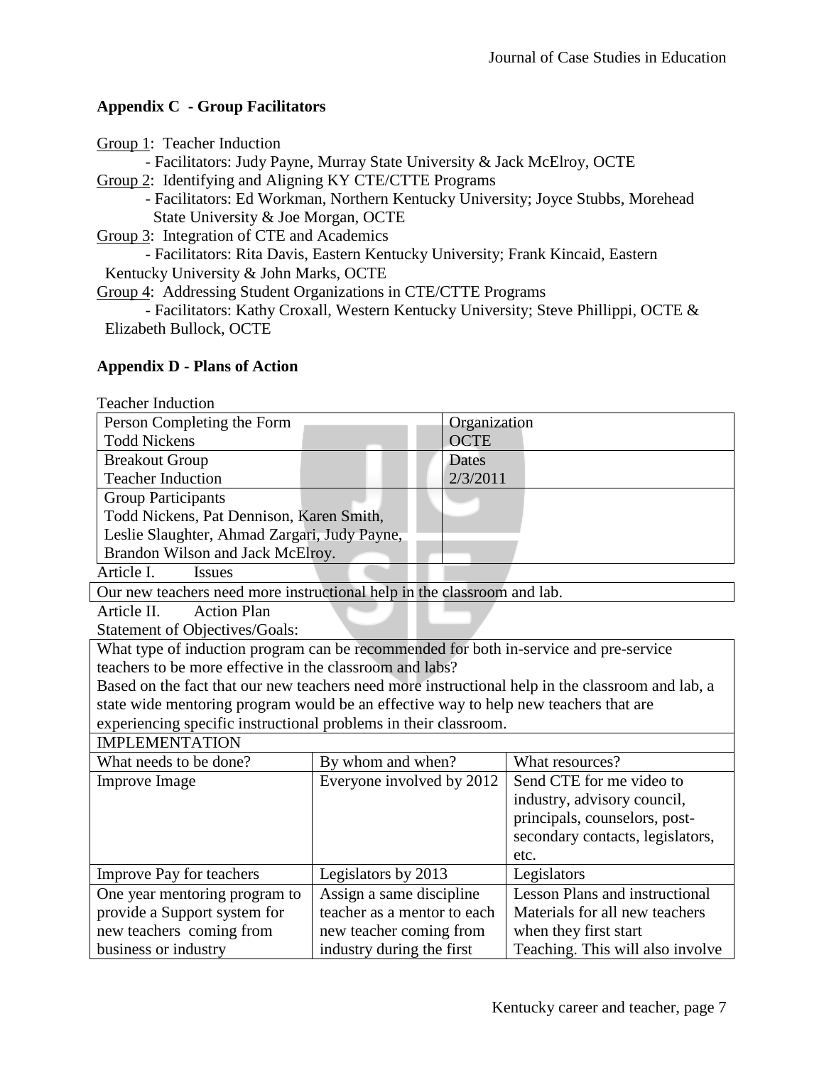## Appendix C - Group Facilitators

Group 1: Teacher Induction
- Facilitators: Judy Payne, Murray State University & Jack McElroy, OCTE

Group 2: Identifying and Aligning KY CTE/CTTE Programs
- Facilitators: Ed Workman, Northern Kentucky University; Joyce Stubbs, Morehead State University & Joe Morgan, OCTE

Group 3: Integration of CTE and Academics
- Facilitators: Rita Davis, Eastern Kentucky University; Frank Kincaid, Eastern Kentucky University & John Marks, OCTE

Group 4: Addressing Student Organizations in CTE/CTTE Programs
- Facilitators: Kathy Croxall, Western Kentucky University; Steve Phillippi, OCTE & Elizabeth Bullock, OCTE

## Appendix D - Plans of Action

Teacher Induction

| Person Completing the Form<br>Todd Nickens | Organization<br>OCTE |
|---|---|
| Breakout Group<br>Teacher Induction | Dates<br>2/3/2011 |
| Group Participants<br>Todd Nickens, Pat Dennison, Karen Smith, Leslie Slaughter, Ahmad Zargari, Judy Payne, Brandon Wilson and Jack McElroy. | |

Article I. Issues

Our new teachers need more instructional help in the classroom and lab.

Article II. Action Plan

Statement of Objectives/Goals:

What type of induction program can be recommended for both in-service and pre-service teachers to be more effective in the classroom and labs?
Based on the fact that our new teachers need more instructional help in the classroom and lab, a state wide mentoring program would be an effective way to help new teachers that are experiencing specific instructional problems in their classroom.

IMPLEMENTATION

| What needs to be done? | By whom and when? | What resources? |
|---|---|---|
| Improve Image | Everyone involved by 2012 | Send CTE for me video to industry, advisory council, principals, counselors, post-secondary contacts, legislators, etc. |
| Improve Pay for teachers | Legislators by 2013 | Legislators |
| One year mentoring program to provide a Support system for new teachers coming from business or industry | Assign a same discipline teacher as a mentor to each new teacher coming from industry during the first | Lesson Plans and instructional Materials for all new teachers when they first start Teaching. This will also involve |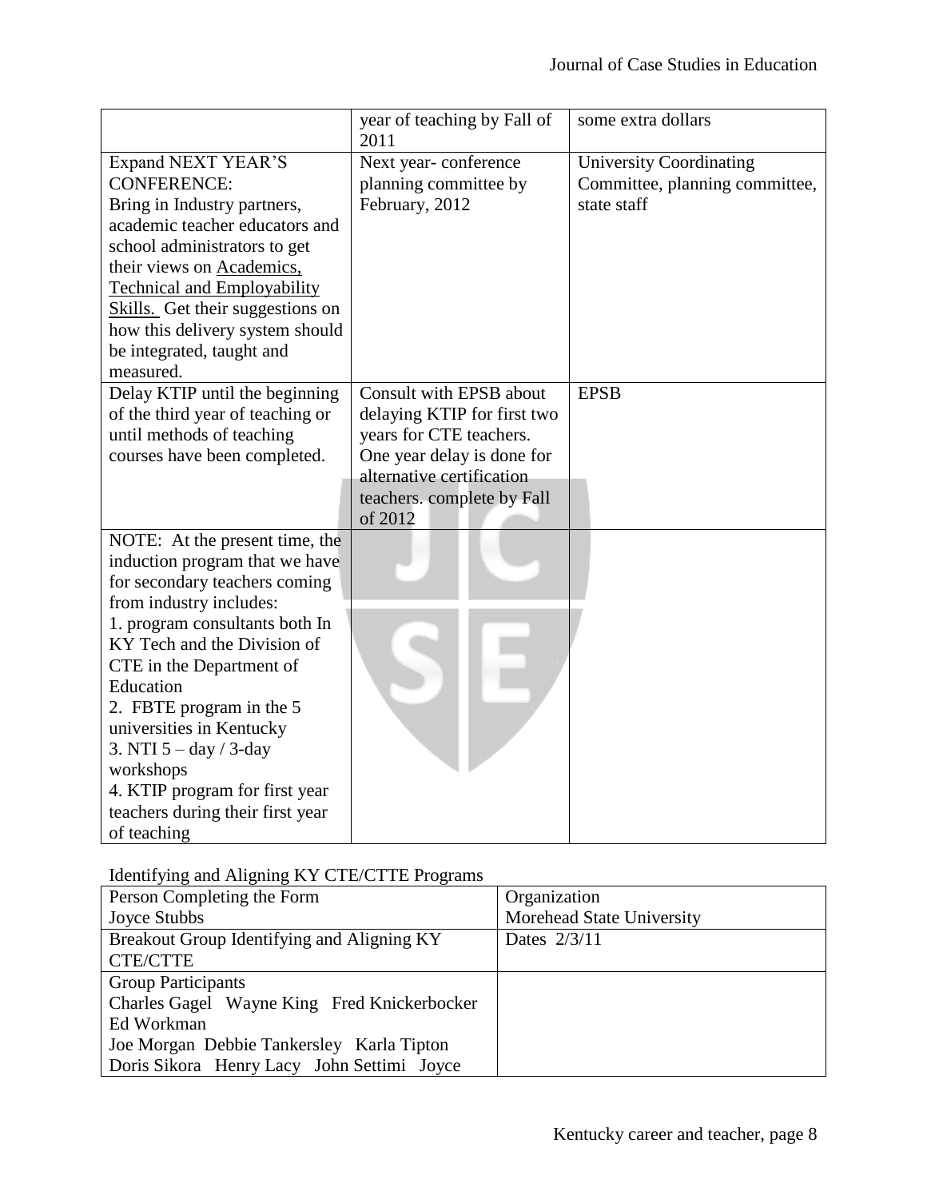| | | |
|---|---|---|
| | year of teaching by Fall of 2011 | some extra dollars |
| Expand NEXT YEAR'S CONFERENCE: Bring in Industry partners, academic teacher educators and school administrators to get their views on Academics, Technical and Employability Skills. Get their suggestions on how this delivery system should be integrated, taught and measured. | Next year- conference planning committee by February, 2012 | University Coordinating Committee, planning committee, state staff |
| Delay KTIP until the beginning of the third year of teaching or until methods of teaching courses have been completed. | Consult with EPSB about delaying KTIP for first two years for CTE teachers. One year delay is done for alternative certification teachers. complete by Fall of 2012 | EPSB |
| NOTE: At the present time, the induction program that we have for secondary teachers coming from industry includes:<br>1. program consultants both In KY Tech and the Division of CTE in the Department of Education<br>2. FBTE program in the 5 universities in Kentucky<br>3. NTI 5 – day / 3-day workshops<br>4. KTIP program for first year teachers during their first year of teaching | | |

Identifying and Aligning KY CTE/CTTE Programs

| Person Completing the Form<br>Joyce Stubbs | Organization<br>Morehead State University |
|---|---|
| Breakout Group Identifying and Aligning KY CTE/CTTE | Dates 2/3/11 |
| Group Participants<br>Charles Gagel Wayne King Fred Knickerbocker Ed Workman<br>Joe Morgan Debbie Tankersley Karla Tipton<br>Doris Sikora Henry Lacy John Settimi Joyce | |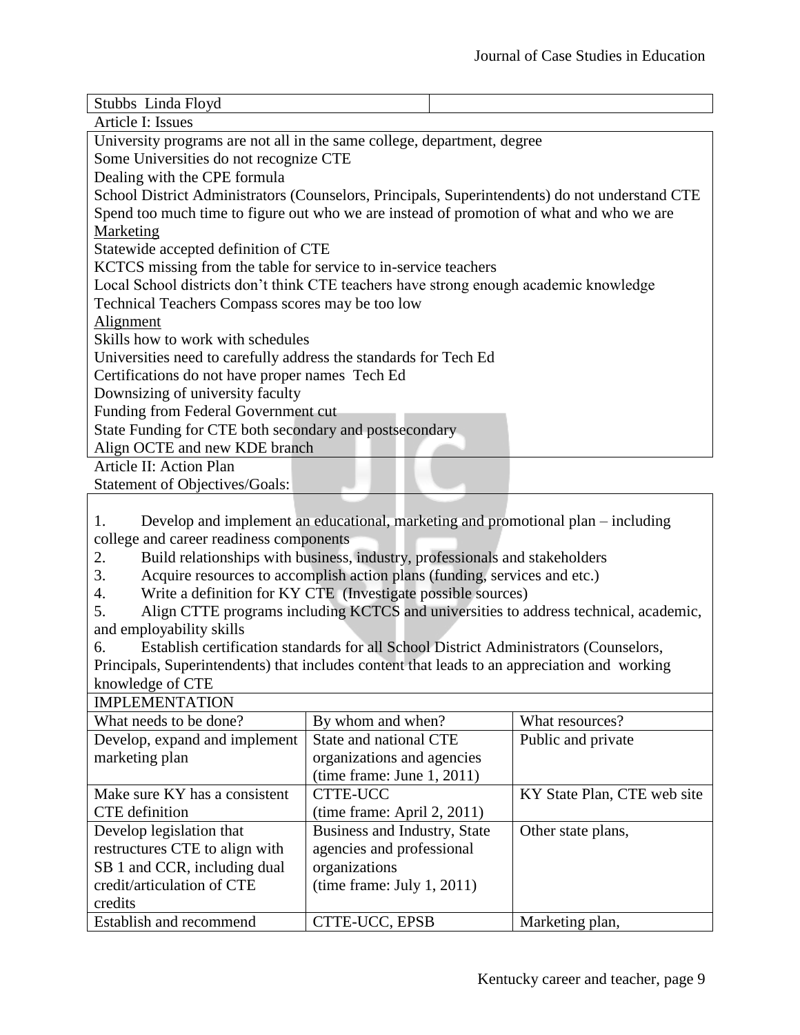| Stubbs Linda Floyd | |
|---|---|

Article I: Issues

University programs are not all in the same college, department, degree
Some Universities do not recognize CTE
Dealing with the CPE formula
School District Administrators (Counselors, Principals, Superintendents) do not understand CTE
Spend too much time to figure out who we are instead of promotion of what and who we are
Marketing
Statewide accepted definition of CTE
KCTCS missing from the table for service to in-service teachers
Local School districts don't think CTE teachers have strong enough academic knowledge
Technical Teachers Compass scores may be too low
Alignment
Skills how to work with schedules
Universities need to carefully address the standards for Tech Ed
Certifications do not have proper names Tech Ed
Downsizing of university faculty
Funding from Federal Government cut
State Funding for CTE both secondary and postsecondary
Align OCTE and new KDE branch

Article II: Action Plan
Statement of Objectives/Goals:

1. Develop and implement an educational, marketing and promotional plan – including college and career readiness components
2. Build relationships with business, industry, professionals and stakeholders
3. Acquire resources to accomplish action plans (funding, services and etc.)
4. Write a definition for KY CTE (Investigate possible sources)
5. Align CTTE programs including KCTCS and universities to address technical, academic, and employability skills
6. Establish certification standards for all School District Administrators (Counselors, Principals, Superintendents) that includes content that leads to an appreciation and working knowledge of CTE

IMPLEMENTATION

| What needs to be done? | By whom and when? | What resources? |
|---|---|---|
| Develop, expand and implement marketing plan | State and national CTE organizations and agencies (time frame: June 1, 2011) | Public and private |
| Make sure KY has a consistent CTE definition | CTTE-UCC (time frame: April 2, 2011) | KY State Plan, CTE web site |
| Develop legislation that restructures CTE to align with SB 1 and CCR, including dual credit/articulation of CTE credits | Business and Industry, State agencies and professional organizations (time frame: July 1, 2011) | Other state plans, |
| Establish and recommend | CTTE-UCC, EPSB | Marketing plan, |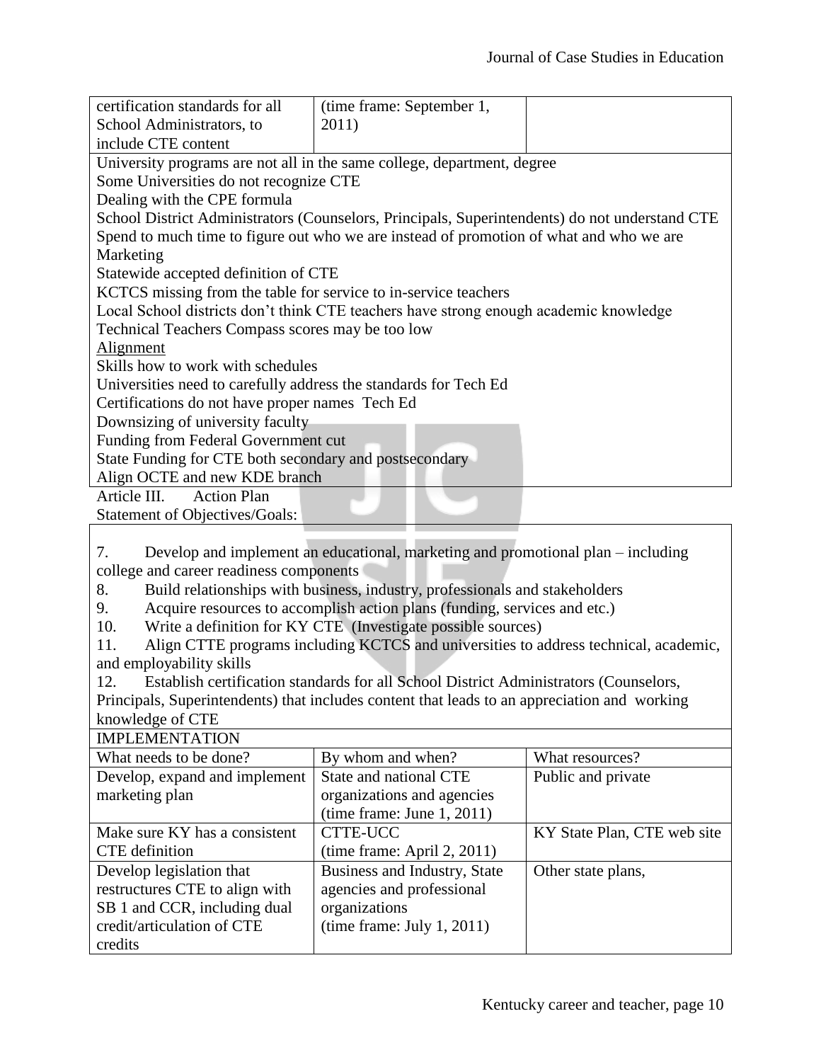| | | |
|---|---|---|
| certification standards for all School Administrators, to include CTE content | (time frame: September 1, 2011) | |

University programs are not all in the same college, department, degree
Some Universities do not recognize CTE
Dealing with the CPE formula
School District Administrators (Counselors, Principals, Superintendents) do not understand CTE
Spend to much time to figure out who we are instead of promotion of what and who we are
Marketing
Statewide accepted definition of CTE
KCTCS missing from the table for service to in-service teachers
Local School districts don't think CTE teachers have strong enough academic knowledge
Technical Teachers Compass scores may be too low
<u>Alignment</u>
Skills how to work with schedules
Universities need to carefully address the standards for Tech Ed
Certifications do not have proper names Tech Ed
Downsizing of university faculty
Funding from Federal Government cut
State Funding for CTE both secondary and postsecondary
Align OCTE and new KDE branch

Article III. Action Plan

Statement of Objectives/Goals:

7. Develop and implement an educational, marketing and promotional plan – including college and career readiness components
8. Build relationships with business, industry, professionals and stakeholders
9. Acquire resources to accomplish action plans (funding, services and etc.)
10. Write a definition for KY CTE (Investigate possible sources)
11. Align CTTE programs including KCTCS and universities to address technical, academic, and employability skills
12. Establish certification standards for all School District Administrators (Counselors, Principals, Superintendents) that includes content that leads to an appreciation and working knowledge of CTE

IMPLEMENTATION

| What needs to be done? | By whom and when? | What resources? |
|---|---|---|
| Develop, expand and implement marketing plan | State and national CTE organizations and agencies (time frame: June 1, 2011) | Public and private |
| Make sure KY has a consistent CTE definition | CTTE-UCC (time frame: April 2, 2011) | KY State Plan, CTE web site |
| Develop legislation that restructures CTE to align with SB 1 and CCR, including dual credit/articulation of CTE credits | Business and Industry, State agencies and professional organizations (time frame: July 1, 2011) | Other state plans, |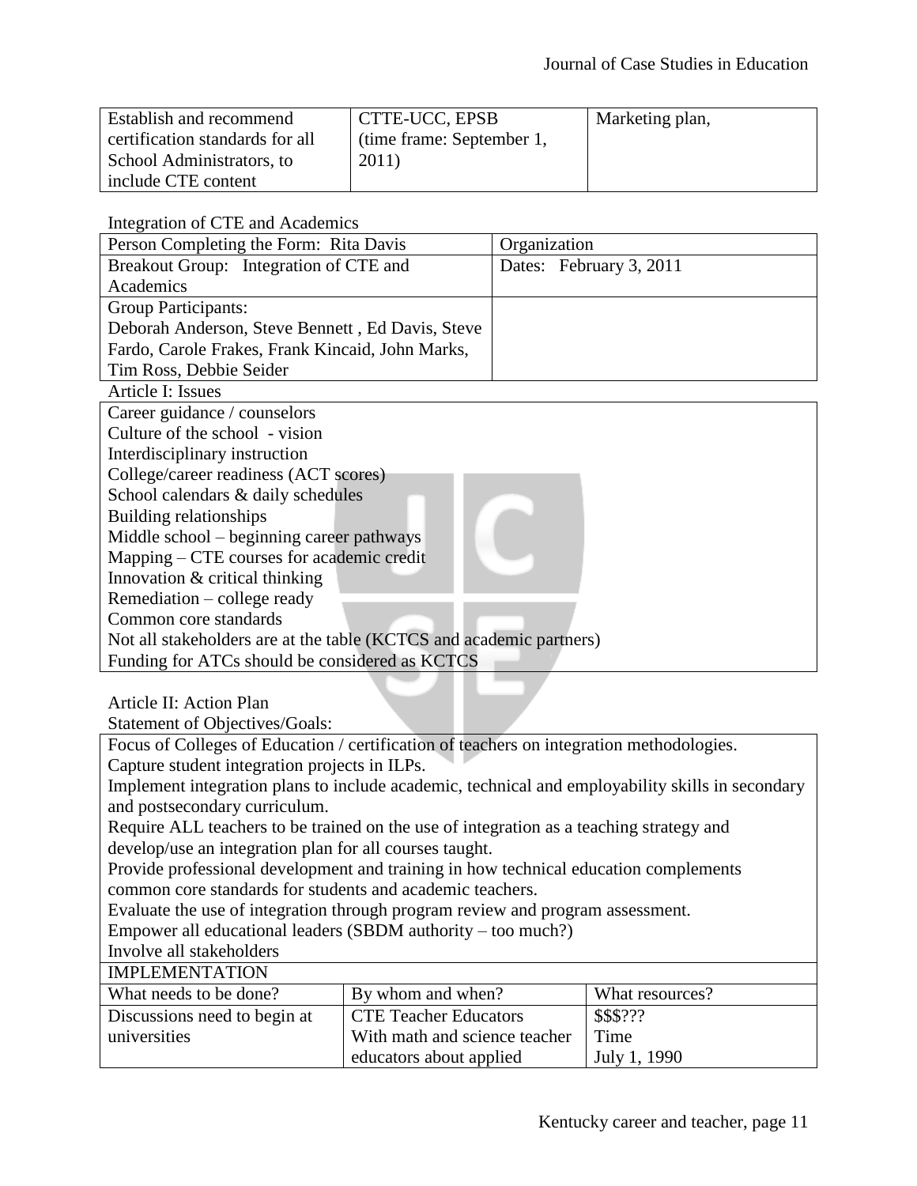| Establish and recommend certification standards for all School Administrators, to include CTE content | CTTE-UCC, EPSB (time frame: September 1, 2011) | Marketing plan, |
|---|---|---|

Integration of CTE and Academics

| Person Completing the Form: Rita Davis | Organization |
|---|---|
| Breakout Group: Integration of CTE and Academics | Dates: February 3, 2011 |
| Group Participants: Deborah Anderson, Steve Bennett , Ed Davis, Steve Fardo, Carole Frakes, Frank Kincaid, John Marks, Tim Ross, Debbie Seider | |

Article I: Issues

| |
|---|
| Career guidance / counselors |
| Culture of the school - vision |
| Interdisciplinary instruction |
| College/career readiness (ACT scores) |
| School calendars & daily schedules |
| Building relationships |
| Middle school – beginning career pathways |
| Mapping – CTE courses for academic credit |
| Innovation & critical thinking |
| Remediation – college ready |
| Common core standards |
| Not all stakeholders are at the table (KCTCS and academic partners) |
| Funding for ATCs should be considered as KCTCS |

Article II: Action Plan

Statement of Objectives/Goals:

| | | |
|---|---|---|
| Focus of Colleges of Education / certification of teachers on integration methodologies. Capture student integration projects in ILPs. Implement integration plans to include academic, technical and employability skills in secondary and postsecondary curriculum. Require ALL teachers to be trained on the use of integration as a teaching strategy and develop/use an integration plan for all courses taught. Provide professional development and training in how technical education complements common core standards for students and academic teachers. Evaluate the use of integration through program review and program assessment. Empower all educational leaders (SBDM authority – too much?) Involve all stakeholders | | |
| IMPLEMENTATION | | |
| What needs to be done? | By whom and when? | What resources? |
| Discussions need to begin at universities | CTE Teacher Educators With math and science teacher educators about applied | $$$??? Time July 1, 1990 |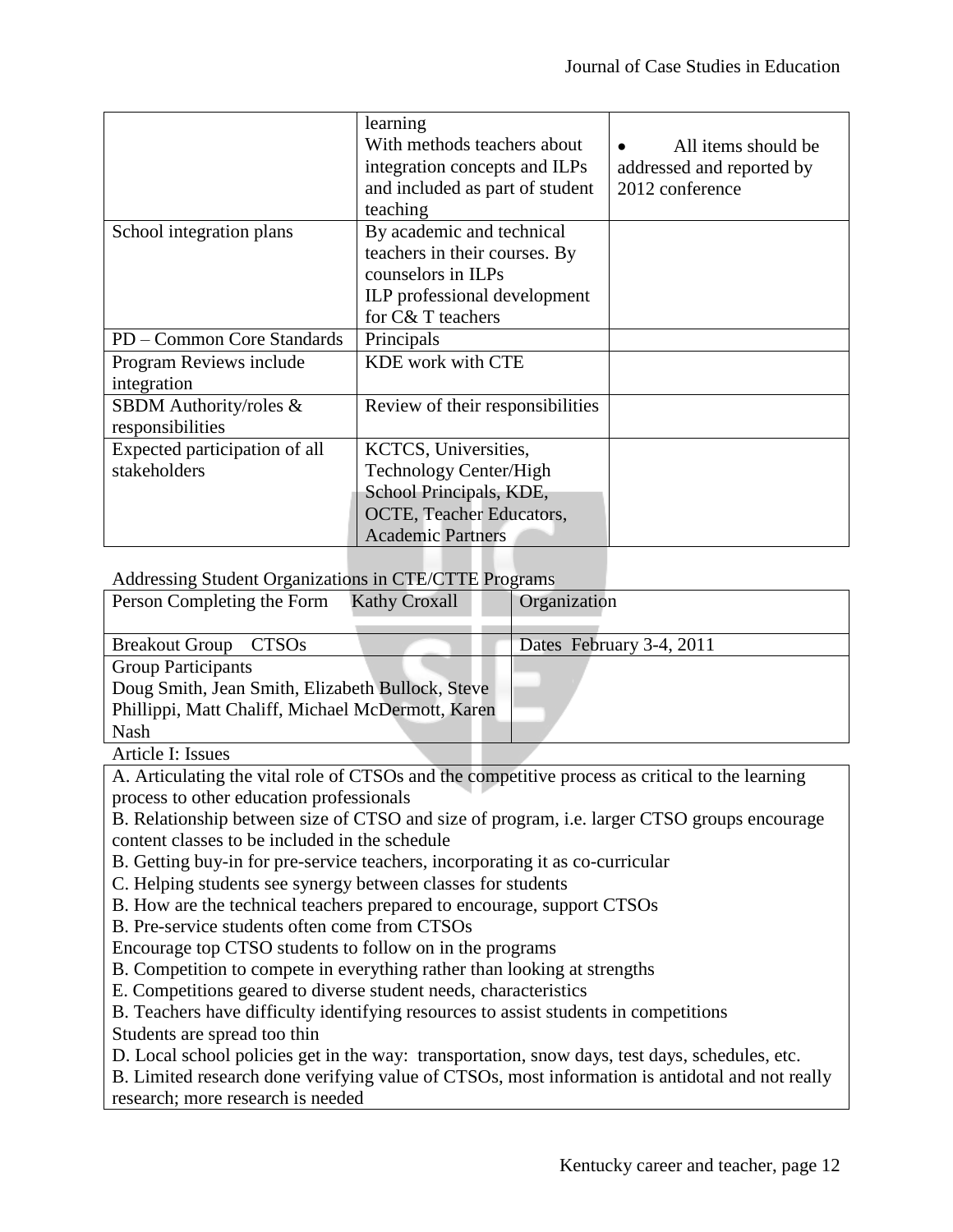| | | |
|---|---|---|
| | learning<br>With methods teachers about integration concepts and ILPs and included as part of student teaching | • All items should be addressed and reported by 2012 conference |
| School integration plans | By academic and technical teachers in their courses. By counselors in ILPs<br>ILP professional development for C& T teachers | |
| PD – Common Core Standards | Principals | |
| Program Reviews include integration | KDE work with CTE | |
| SBDM Authority/roles & responsibilities | Review of their responsibilities | |
| Expected participation of all stakeholders | KCTCS, Universities, Technology Center/High School Principals, KDE, OCTE, Teacher Educators, Academic Partners | |

Addressing Student Organizations in CTE/CTTE Programs

| | |
|---|---|
| Person Completing the Form Kathy Croxall | Organization |
| Breakout Group CTSOs | Dates February 3-4, 2011 |
| Group Participants<br>Doug Smith, Jean Smith, Elizabeth Bullock, Steve Phillippi, Matt Chaliff, Michael McDermott, Karen Nash | |

Article I: Issues

A. Articulating the vital role of CTSOs and the competitive process as critical to the learning process to other education professionals
B. Relationship between size of CTSO and size of program, i.e. larger CTSO groups encourage content classes to be included in the schedule
B. Getting buy-in for pre-service teachers, incorporating it as co-curricular
C. Helping students see synergy between classes for students
B. How are the technical teachers prepared to encourage, support CTSOs
B. Pre-service students often come from CTSOs
Encourage top CTSO students to follow on in the programs
B. Competition to compete in everything rather than looking at strengths
E. Competitions geared to diverse student needs, characteristics
B. Teachers have difficulty identifying resources to assist students in competitions
Students are spread too thin
D. Local school policies get in the way: transportation, snow days, test days, schedules, etc.
B. Limited research done verifying value of CTSOs, most information is antidotal and not really research; more research is needed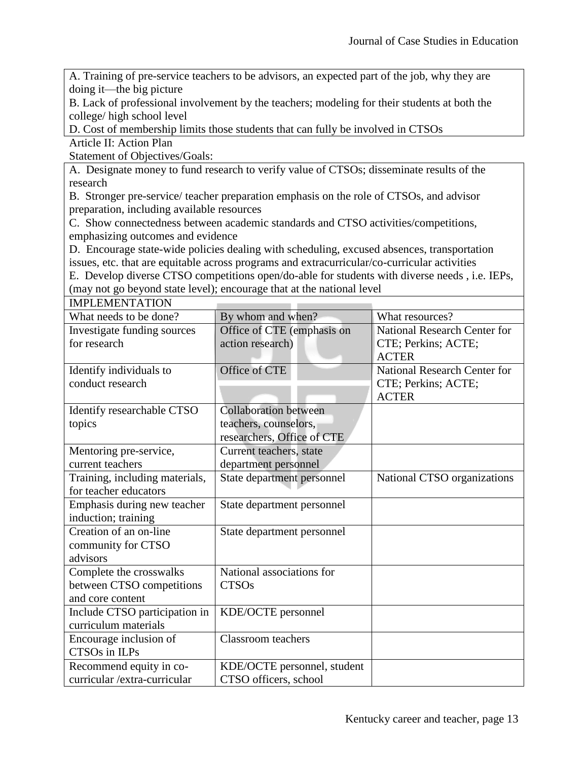A. Training of pre-service teachers to be advisors, an expected part of the job, why they are doing it—the big picture

B. Lack of professional involvement by the teachers; modeling for their students at both the college/ high school level

D. Cost of membership limits those students that can fully be involved in CTSOs

Article II: Action Plan

Statement of Objectives/Goals:

A. Designate money to fund research to verify value of CTSOs; disseminate results of the research

B. Stronger pre-service/ teacher preparation emphasis on the role of CTSOs, and advisor preparation, including available resources

C. Show connectedness between academic standards and CTSO activities/competitions, emphasizing outcomes and evidence

D. Encourage state-wide policies dealing with scheduling, excused absences, transportation issues, etc. that are equitable across programs and extracurricular/co-curricular activities

E. Develop diverse CTSO competitions open/do-able for students with diverse needs , i.e. IEPs, (may not go beyond state level); encourage that at the national level

| IMPLEMENTATION | | |
|---|---|---|
| What needs to be done? | By whom and when? | What resources? |
| Investigate funding sources for research | Office of CTE (emphasis on action research) | National Research Center for CTE; Perkins; ACTE; ACTER |
| Identify individuals to conduct research | Office of CTE | National Research Center for CTE; Perkins; ACTE; ACTER |
| Identify researchable CTSO topics | Collaboration between teachers, counselors, researchers, Office of CTE | |
| Mentoring pre-service, current teachers | Current teachers, state department personnel | |
| Training, including materials, for teacher educators | State department personnel | National CTSO organizations |
| Emphasis during new teacher induction; training | State department personnel | |
| Creation of an on-line community for CTSO advisors | State department personnel | |
| Complete the crosswalks between CTSO competitions and core content | National associations for CTSOs | |
| Include CTSO participation in curriculum materials | KDE/OCTE personnel | |
| Encourage inclusion of CTSOs in ILPs | Classroom teachers | |
| Recommend equity in co-curricular /extra-curricular | KDE/OCTE personnel, student CTSO officers, school | |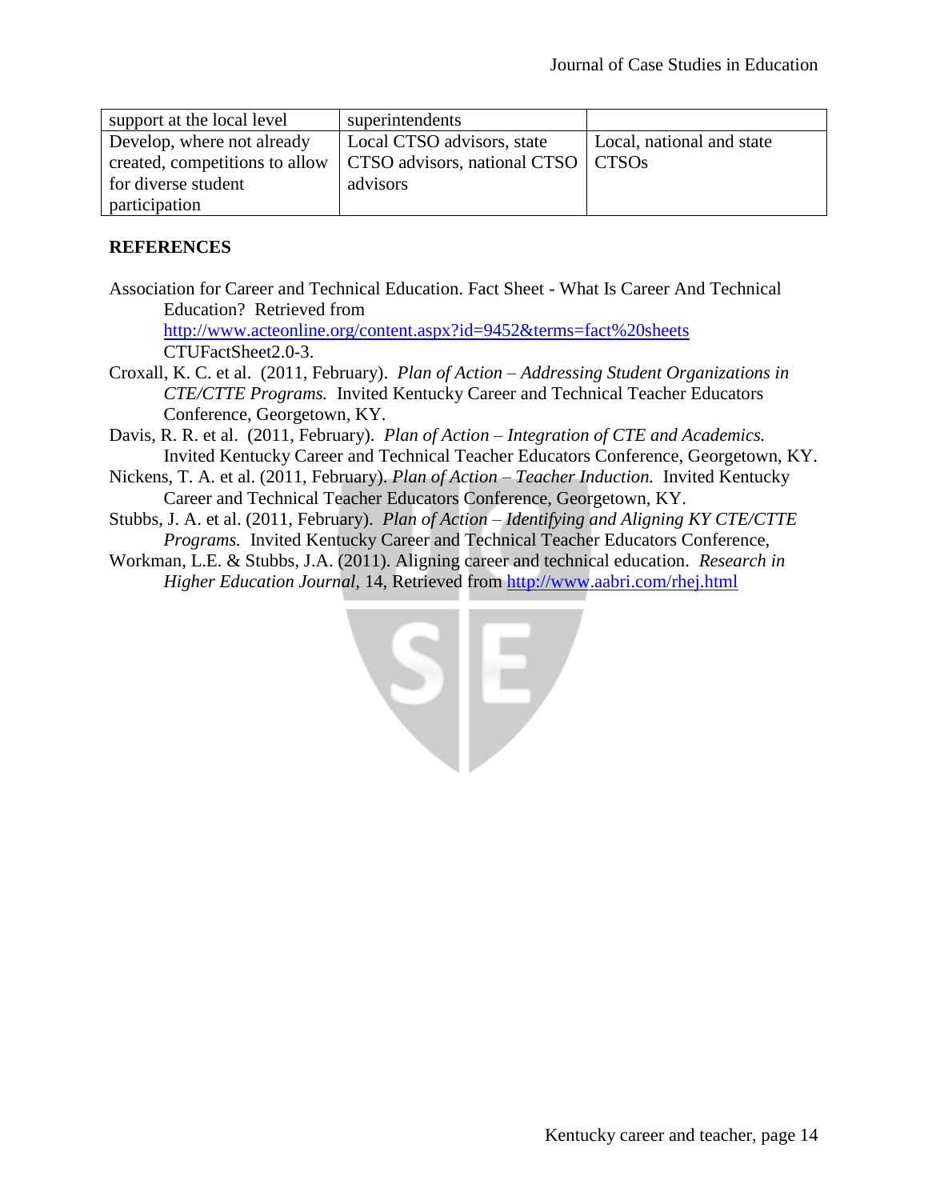| | | |
|---|---|---|
| support at the local level | superintendents | |
| Develop, where not already created, competitions to allow for diverse student participation | Local CTSO advisors, state CTSO advisors, national CTSO advisors | Local, national and state CTSOs |

## REFERENCES

Association for Career and Technical Education. Fact Sheet - What Is Career And Technical Education? Retrieved from http://www.acteonline.org/content.aspx?id=9452&terms=fact%20sheets CTUFactSheet2.0-3.

Croxall, K. C. et al. (2011, February). *Plan of Action – Addressing Student Organizations in CTE/CTTE Programs.* Invited Kentucky Career and Technical Teacher Educators Conference, Georgetown, KY.

Davis, R. R. et al. (2011, February). *Plan of Action – Integration of CTE and Academics.* Invited Kentucky Career and Technical Teacher Educators Conference, Georgetown, KY.

Nickens, T. A. et al. (2011, February). *Plan of Action – Teacher Induction.* Invited Kentucky Career and Technical Teacher Educators Conference, Georgetown, KY.

Stubbs, J. A. et al. (2011, February). *Plan of Action – Identifying and Aligning KY CTE/CTTE Programs.* Invited Kentucky Career and Technical Teacher Educators Conference,

Workman, L.E. & Stubbs, J.A. (2011). Aligning career and technical education. *Research in Higher Education Journal*, 14, Retrieved from http://www.aabri.com/rhej.html